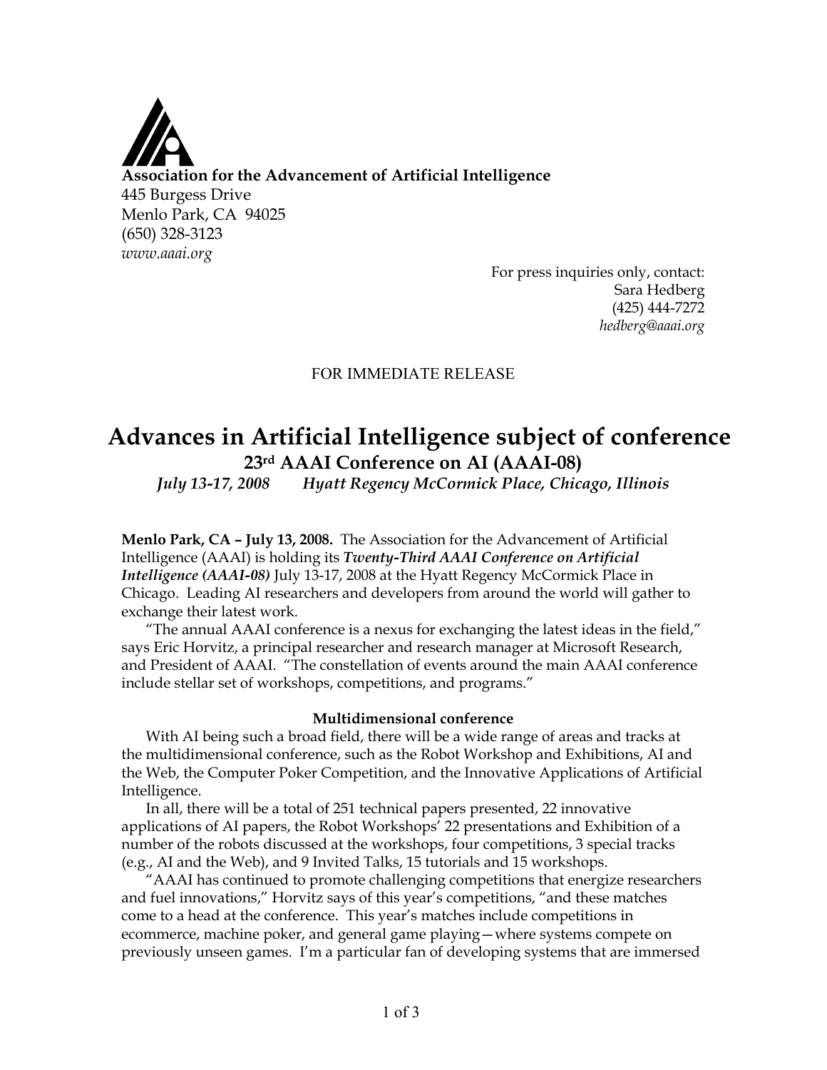**Association for the Advancement of Artificial Intelligence**
445 Burgess Drive
Menlo Park, CA 94025
(650) 328-3123
*www.aaai.org*

For press inquiries only, contact:
Sara Hedberg
(425) 444-7272
*hedberg@aaai.org*

FOR IMMEDIATE RELEASE

# Advances in Artificial Intelligence subject of conference

## 23rd AAAI Conference on AI (AAAI-08)

*July 13-17, 2008 Hyatt Regency McCormick Place, Chicago, Illinois*

**Menlo Park, CA – July 13, 2008.** The Association for the Advancement of Artificial Intelligence (AAAI) is holding its ***Twenty-Third AAAI Conference on Artificial Intelligence (AAAI-08)*** July 13-17, 2008 at the Hyatt Regency McCormick Place in Chicago. Leading AI researchers and developers from around the world will gather to exchange their latest work.

"The annual AAAI conference is a nexus for exchanging the latest ideas in the field," says Eric Horvitz, a principal researcher and research manager at Microsoft Research, and President of AAAI. "The constellation of events around the main AAAI conference include stellar set of workshops, competitions, and programs."

### Multidimensional conference

With AI being such a broad field, there will be a wide range of areas and tracks at the multidimensional conference, such as the Robot Workshop and Exhibitions, AI and the Web, the Computer Poker Competition, and the Innovative Applications of Artificial Intelligence.

In all, there will be a total of 251 technical papers presented, 22 innovative applications of AI papers, the Robot Workshops' 22 presentations and Exhibition of a number of the robots discussed at the workshops, four competitions, 3 special tracks (e.g., AI and the Web), and 9 Invited Talks, 15 tutorials and 15 workshops.

"AAAI has continued to promote challenging competitions that energize researchers and fuel innovations," Horvitz says of this year's competitions, "and these matches come to a head at the conference. This year's matches include competitions in ecommerce, machine poker, and general game playing—where systems compete on previously unseen games. I'm a particular fan of developing systems that are immersed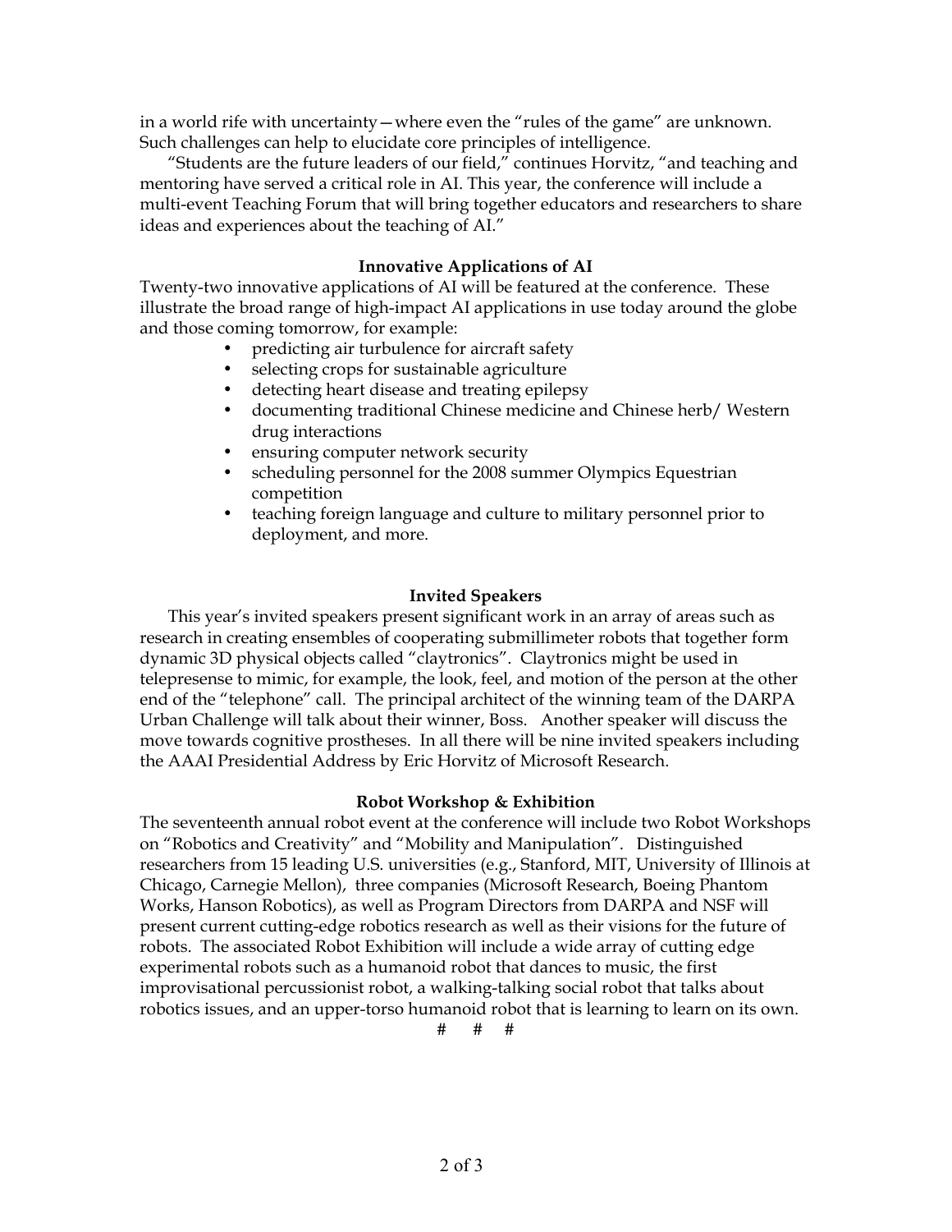in a world rife with uncertainty—where even the "rules of the game" are unknown. Such challenges can help to elucidate core principles of intelligence.

"Students are the future leaders of our field," continues Horvitz, "and teaching and mentoring have served a critical role in AI. This year, the conference will include a multi-event Teaching Forum that will bring together educators and researchers to share ideas and experiences about the teaching of AI."

**Innovative Applications of AI**

Twenty-two innovative applications of AI will be featured at the conference. These illustrate the broad range of high-impact AI applications in use today around the globe and those coming tomorrow, for example:

- predicting air turbulence for aircraft safety
- selecting crops for sustainable agriculture
- detecting heart disease and treating epilepsy
- documenting traditional Chinese medicine and Chinese herb/ Western drug interactions
- ensuring computer network security
- scheduling personnel for the 2008 summer Olympics Equestrian competition
- teaching foreign language and culture to military personnel prior to deployment, and more.

**Invited Speakers**

This year's invited speakers present significant work in an array of areas such as research in creating ensembles of cooperating submillimeter robots that together form dynamic 3D physical objects called "claytronics". Claytronics might be used in telepresense to mimic, for example, the look, feel, and motion of the person at the other end of the "telephone" call. The principal architect of the winning team of the DARPA Urban Challenge will talk about their winner, Boss. Another speaker will discuss the move towards cognitive prostheses. In all there will be nine invited speakers including the AAAI Presidential Address by Eric Horvitz of Microsoft Research.

**Robot Workshop & Exhibition**

The seventeenth annual robot event at the conference will include two Robot Workshops on "Robotics and Creativity" and "Mobility and Manipulation". Distinguished researchers from 15 leading U.S. universities (e.g., Stanford, MIT, University of Illinois at Chicago, Carnegie Mellon), three companies (Microsoft Research, Boeing Phantom Works, Hanson Robotics), as well as Program Directors from DARPA and NSF will present current cutting-edge robotics research as well as their visions for the future of robots. The associated Robot Exhibition will include a wide array of cutting edge experimental robots such as a humanoid robot that dances to music, the first improvisational percussionist robot, a walking-talking social robot that talks about robotics issues, and an upper-torso humanoid robot that is learning to learn on its own.

# # #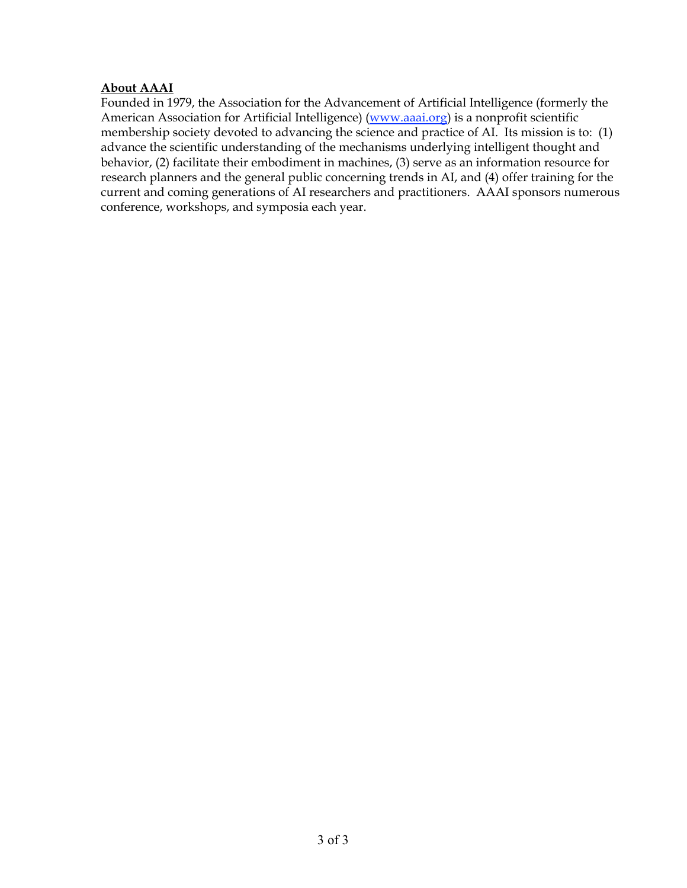**About AAAI**

Founded in 1979, the Association for the Advancement of Artificial Intelligence (formerly the American Association for Artificial Intelligence) ([www.aaai.org](http://www.aaai.org)) is a nonprofit scientific membership society devoted to advancing the science and practice of AI. Its mission is to: (1) advance the scientific understanding of the mechanisms underlying intelligent thought and behavior, (2) facilitate their embodiment in machines, (3) serve as an information resource for research planners and the general public concerning trends in AI, and (4) offer training for the current and coming generations of AI researchers and practitioners. AAAI sponsors numerous conference, workshops, and symposia each year.